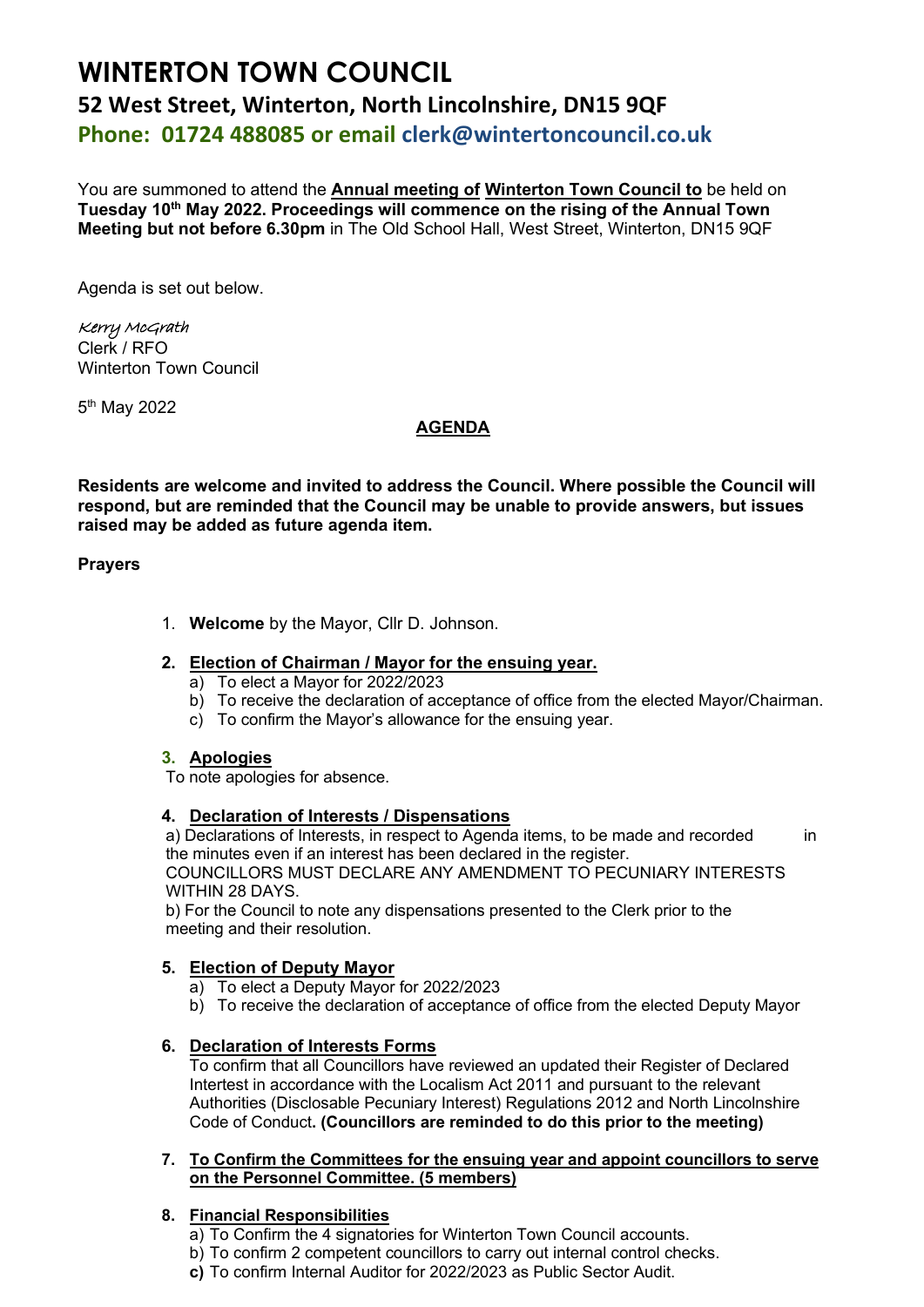# WINTERTON TOWN COUNCIL

## 52 West Street, Winterton, North Lincolnshire, DN15 9QF

**Phone: 01724 488085 or email clerk@wintertoncouncil.co.uk**

You are summoned to attend the **Annual meeting of Winterton Town Council to** be held on **Tuesday 10th May 2022. Proceedings will commence on the rising of the Annual Town Meeting but not before 6.30pm** in The Old School Hall, West Street, Winterton, DN15 9QF

Agenda is set out below.

*Kerry McGrath*
Clerk / RFO
Winterton Town Council

5th May 2022

**AGENDA**

**Residents are welcome and invited to address the Council. Where possible the Council will respond, but are reminded that the Council may be unable to provide answers, but issues raised may be added as future agenda item.**

**Prayers**

1. **Welcome** by the Mayor, Cllr D. Johnson.

2. **Election of Chairman / Mayor for the ensuing year.**
   a) To elect a Mayor for 2022/2023
   b) To receive the declaration of acceptance of office from the elected Mayor/Chairman.
   c) To confirm the Mayor's allowance for the ensuing year.

3. **Apologies**
   To note apologies for absence.

4. **Declaration of Interests / Dispensations**
   a) Declarations of Interests, in respect to Agenda items, to be made and recorded in the minutes even if an interest has been declared in the register.
   COUNCILLORS MUST DECLARE ANY AMENDMENT TO PECUNIARY INTERESTS WITHIN 28 DAYS.
   b) For the Council to note any dispensations presented to the Clerk prior to the meeting and their resolution.

5. **Election of Deputy Mayor**
   a) To elect a Deputy Mayor for 2022/2023
   b) To receive the declaration of acceptance of office from the elected Deputy Mayor

6. **Declaration of Interests Forms**
   To confirm that all Councillors have reviewed an updated their Register of Declared Intertest in accordance with the Localism Act 2011 and pursuant to the relevant Authorities (Disclosable Pecuniary Interest) Regulations 2012 and North Lincolnshire Code of Conduct**. (Councillors are reminded to do this prior to the meeting)**

7. **To Confirm the Committees for the ensuing year and appoint councillors to serve on the Personnel Committee. (5 members)**

8. **Financial Responsibilities**
   a) To Confirm the 4 signatories for Winterton Town Council accounts.
   b) To confirm 2 competent councillors to carry out internal control checks.
   **c)** To confirm Internal Auditor for 2022/2023 as Public Sector Audit.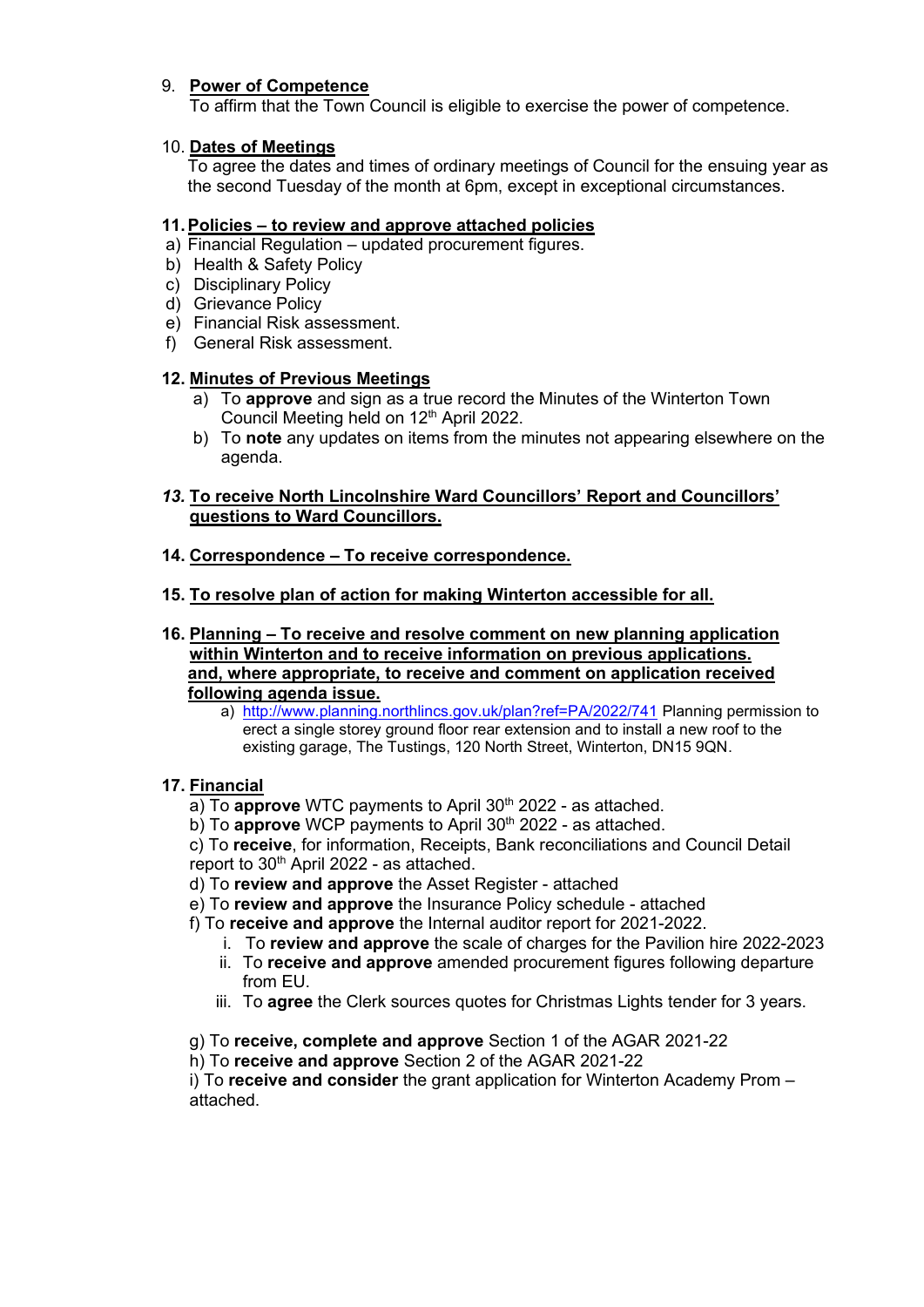9. **Power of Competence**

   To affirm that the Town Council is eligible to exercise the power of competence.

10. **Dates of Meetings**

    To agree the dates and times of ordinary meetings of Council for the ensuing year as the second Tuesday of the month at 6pm, except in exceptional circumstances.

11. **Policies – to review and approve attached policies**

    a) Financial Regulation – updated procurement figures.
    b) Health & Safety Policy
    c) Disciplinary Policy
    d) Grievance Policy
    e) Financial Risk assessment.
    f) General Risk assessment.

12. **Minutes of Previous Meetings**

    a) To **approve** and sign as a true record the Minutes of the Winterton Town Council Meeting held on 12th April 2022.
    b) To **note** any updates on items from the minutes not appearing elsewhere on the agenda.

13. ***To receive North Lincolnshire Ward Councillors' Report and Councillors' questions to Ward Councillors.***

14. **Correspondence – To receive correspondence.**

15. **To resolve plan of action for making Winterton accessible for all.**

16. **Planning – To receive and resolve comment on new planning application within Winterton and to receive information on previous applications. and, where appropriate, to receive and comment on application received following agenda issue.**

    a) http://www.planning.northlincs.gov.uk/plan?ref=PA/2022/741 Planning permission to erect a single storey ground floor rear extension and to install a new roof to the existing garage, The Tustings, 120 North Street, Winterton, DN15 9QN.

17. **Financial**

    a) To **approve** WTC payments to April 30th 2022 - as attached.
    b) To **approve** WCP payments to April 30th 2022 - as attached.
    c) To **receive**, for information, Receipts, Bank reconciliations and Council Detail report to 30th April 2022 - as attached.
    d) To **review and approve** the Asset Register - attached
    e) To **review and approve** the Insurance Policy schedule - attached
    f) To **receive and approve** the Internal auditor report for 2021-2022.
       i. To **review and approve** the scale of charges for the Pavilion hire 2022-2023
       ii. To **receive and approve** amended procurement figures following departure from EU.
       iii. To **agree** the Clerk sources quotes for Christmas Lights tender for 3 years.

    g) To **receive, complete and approve** Section 1 of the AGAR 2021-22
    h) To **receive and approve** Section 2 of the AGAR 2021-22
    i) To **receive and consider** the grant application for Winterton Academy Prom – attached.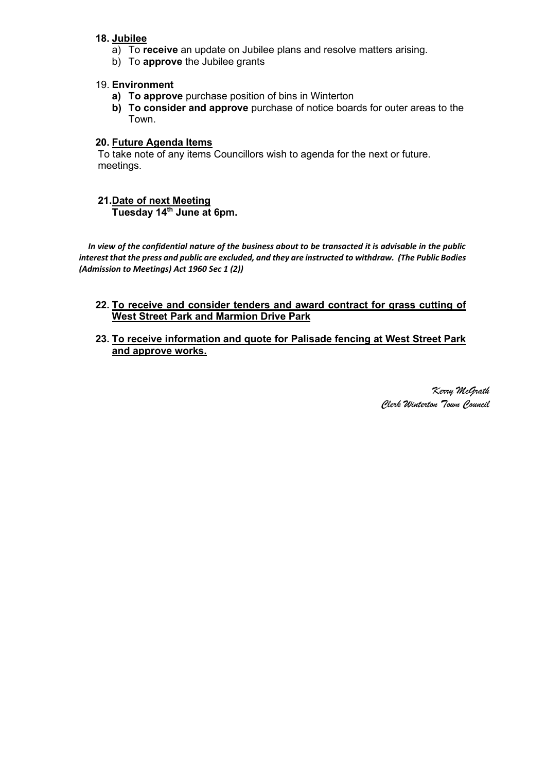**18. <u>Jubilee</u>**

a) To **receive** an update on Jubilee plans and resolve matters arising.
b) To **approve** the Jubilee grants

19. **Environment**

**a) To approve** purchase position of bins in Winterton
**b) To consider and approve** purchase of notice boards for outer areas to the Town.

**20. <u>Future Agenda Items</u>**

To take note of any items Councillors wish to agenda for the next or future. meetings.

**21.<u>Date of next Meeting</u>**
**Tuesday 14th June at 6pm.**

*In view of the confidential nature of the business about to be transacted it is advisable in the public interest that the press and public are excluded, and they are instructed to withdraw. (The Public Bodies (Admission to Meetings) Act 1960 Sec 1 (2))*

**22. <u>To receive and consider tenders and award contract for grass cutting of West Street Park and Marmion Drive Park</u>**

**23. <u>To receive information and quote for Palisade fencing at West Street Park and approve works.</u>**

*Kerry McGrath*
*Clerk Winterton Town Council*